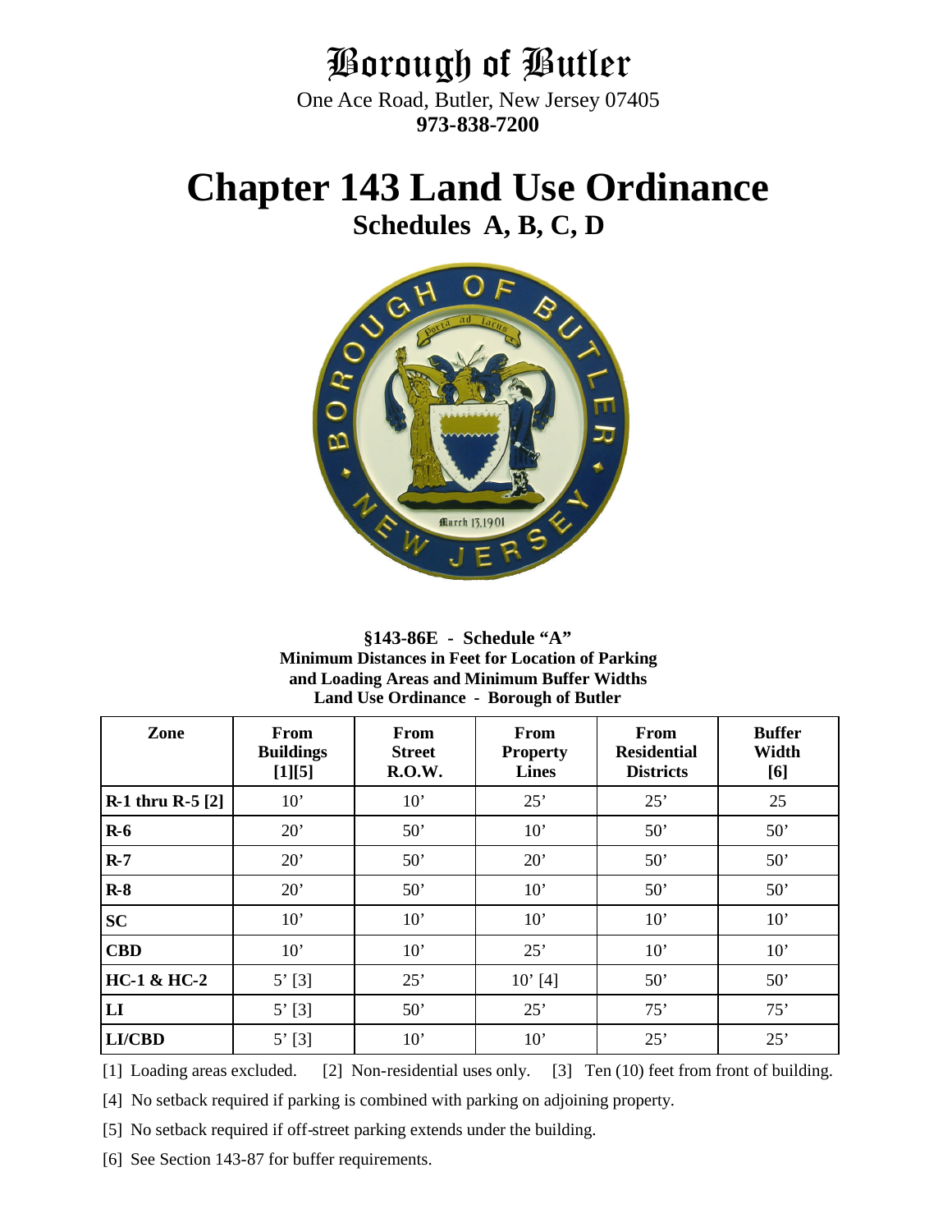# Borough of Butler

One Ace Road, Butler, New Jersey 07405
**973-838-7200**

# Chapter 143 Land Use Ordinance

## Schedules A, B, C, D

**§143-86E - Schedule "A"**
**Minimum Distances in Feet for Location of Parking and Loading Areas and Minimum Buffer Widths**
**Land Use Ordinance - Borough of Butler**

| Zone | From Buildings [1][5] | From Street R.O.W. | From Property Lines | From Residential Districts | Buffer Width [6] |
|---|---|---|---|---|---|
| **R-1 thru R-5 [2]** | 10' | 10' | 25' | 25' | 25 |
| **R-6** | 20' | 50' | 10' | 50' | 50' |
| **R-7** | 20' | 50' | 20' | 50' | 50' |
| **R-8** | 20' | 50' | 10' | 50' | 50' |
| **SC** | 10' | 10' | 10' | 10' | 10' |
| **CBD** | 10' | 10' | 25' | 10' | 10' |
| **HC-1 & HC-2** | 5' [3] | 25' | 10' [4] | 50' | 50' |
| **LI** | 5' [3] | 50' | 25' | 75' | 75' |
| **LI/CBD** | 5' [3] | 10' | 10' | 25' | 25' |

[1] Loading areas excluded. [2] Non-residential uses only. [3] Ten (10) feet from front of building.

[4] No setback required if parking is combined with parking on adjoining property.

[5] No setback required if off-street parking extends under the building.

[6] See Section 143-87 for buffer requirements.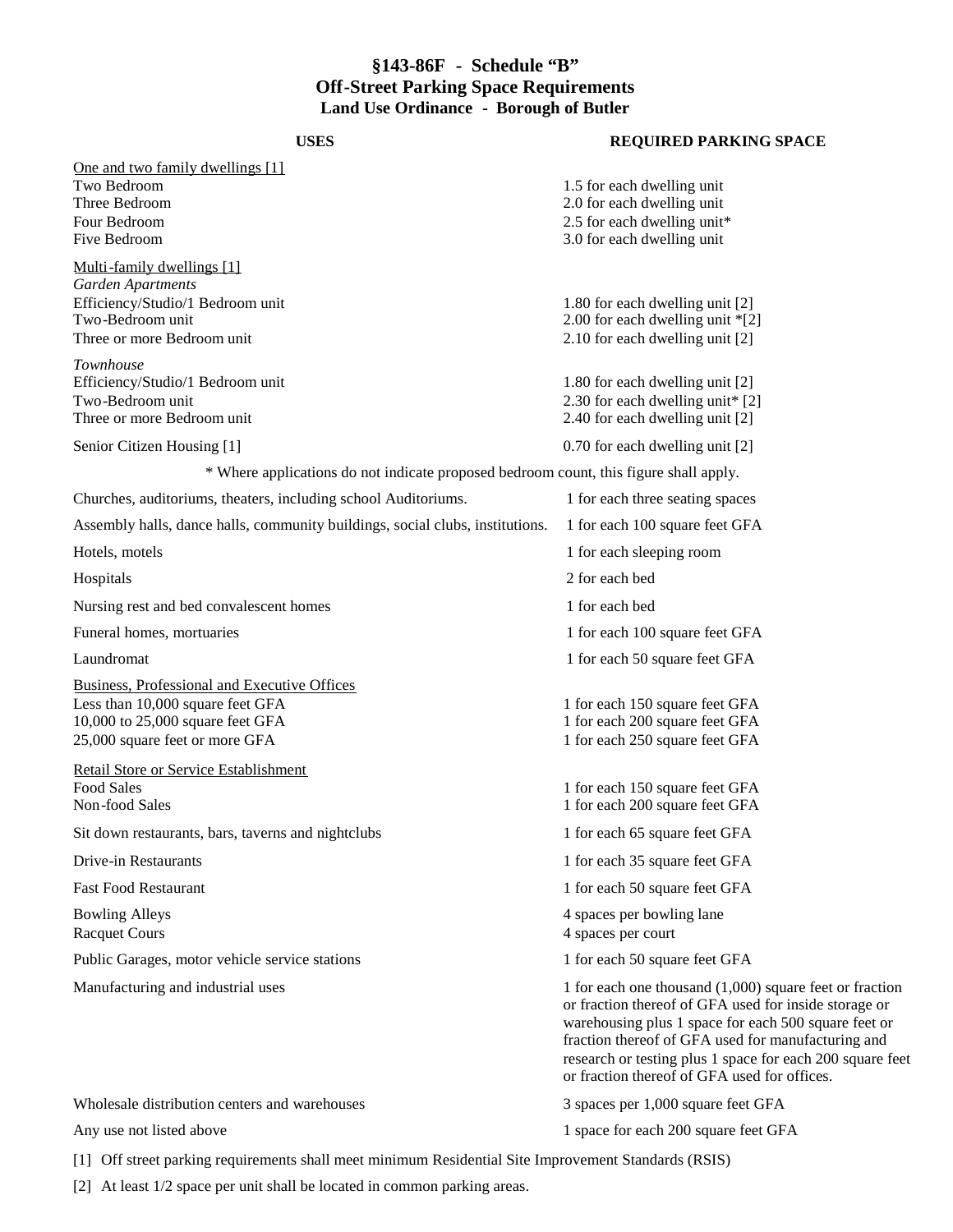# §143-86F - Schedule "B"
## Off-Street Parking Space Requirements
### Land Use Ordinance - Borough of Butler

| USES | REQUIRED PARKING SPACE |
|---|---|
| One and two family dwellings [1] | |
| Two Bedroom | 1.5 for each dwelling unit |
| Three Bedroom | 2.0 for each dwelling unit |
| Four Bedroom | 2.5 for each dwelling unit* |
| Five Bedroom | 3.0 for each dwelling unit |
| Multi-family dwellings [1] | |
| *Garden Apartments* | |
| Efficiency/Studio/1 Bedroom unit | 1.80 for each dwelling unit [2] |
| Two-Bedroom unit | 2.00 for each dwelling unit *[2] |
| Three or more Bedroom unit | 2.10 for each dwelling unit [2] |
| *Townhouse* | |
| Efficiency/Studio/1 Bedroom unit | 1.80 for each dwelling unit [2] |
| Two-Bedroom unit | 2.30 for each dwelling unit* [2] |
| Three or more Bedroom unit | 2.40 for each dwelling unit [2] |
| Senior Citizen Housing [1] | 0.70 for each dwelling unit [2] |

* Where applications do not indicate proposed bedroom count, this figure shall apply.

| USES | REQUIRED PARKING SPACE |
|---|---|
| Churches, auditoriums, theaters, including school Auditoriums. | 1 for each three seating spaces |
| Assembly halls, dance halls, community buildings, social clubs, institutions. | 1 for each 100 square feet GFA |
| Hotels, motels | 1 for each sleeping room |
| Hospitals | 2 for each bed |
| Nursing rest and bed convalescent homes | 1 for each bed |
| Funeral homes, mortuaries | 1 for each 100 square feet GFA |
| Laundromat | 1 for each 50 square feet GFA |
| Business, Professional and Executive Offices | |
| Less than 10,000 square feet GFA | 1 for each 150 square feet GFA |
| 10,000 to 25,000 square feet GFA | 1 for each 200 square feet GFA |
| 25,000 square feet or more GFA | 1 for each 250 square feet GFA |
| Retail Store or Service Establishment | |
| Food Sales | 1 for each 150 square feet GFA |
| Non-food Sales | 1 for each 200 square feet GFA |
| Sit down restaurants, bars, taverns and nightclubs | 1 for each 65 square feet GFA |
| Drive-in Restaurants | 1 for each 35 square feet GFA |
| Fast Food Restaurant | 1 for each 50 square feet GFA |
| Bowling Alleys | 4 spaces per bowling lane |
| Racquet Cours | 4 spaces per court |
| Public Garages, motor vehicle service stations | 1 for each 50 square feet GFA |
| Manufacturing and industrial uses | 1 for each one thousand (1,000) square feet or fraction or fraction thereof of GFA used for inside storage or warehousing plus 1 space for each 500 square feet or fraction thereof of GFA used for manufacturing and research or testing plus 1 space for each 200 square feet or fraction thereof of GFA used for offices. |
| Wholesale distribution centers and warehouses | 3 spaces per 1,000 square feet GFA |
| Any use not listed above | 1 space for each 200 square feet GFA |

[1] Off street parking requirements shall meet minimum Residential Site Improvement Standards (RSIS)

[2] At least 1/2 space per unit shall be located in common parking areas.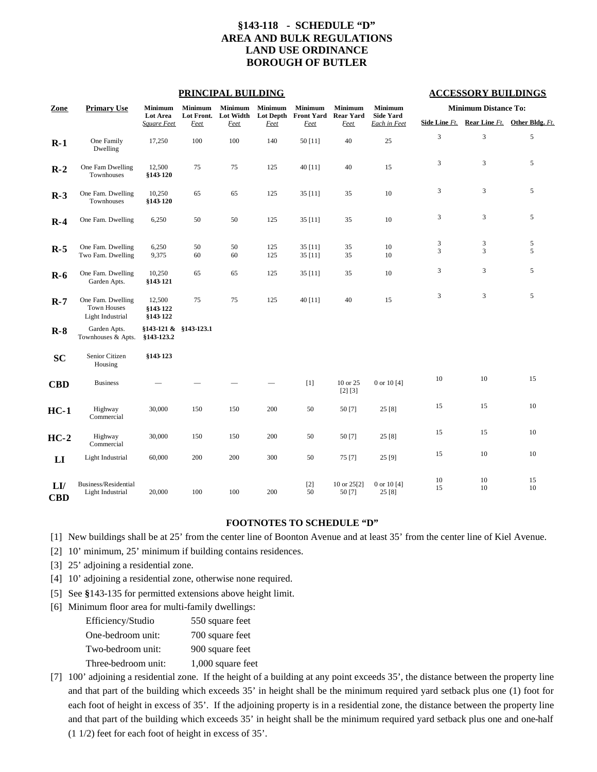# §143-118 - SCHEDULE "D"
# AREA AND BULK REGULATIONS
# LAND USE ORDINANCE
# BOROUGH OF BUTLER

| | | PRINCIPAL BUILDING | | | | | | | ACCESSORY BUILDINGS | | |
|---|---|---|---|---|---|---|---|---|---|---|---|
| | | | | | | | | | Minimum Distance To: | | |
| Zone | Primary Use | Minimum Lot Area *Square Feet* | Minimum Lot Front. *Feet* | Minimum Lot Width *Feet* | Minimum Lot Depth *Feet* | Minimum Front Yard *Feet* | Minimum Rear Yard *Feet* | Minimum Side Yard *Each in Feet* | Side Line *Ft.* | Rear Line *Ft.* | Other Bldg. *Ft.* |
| **R-1** | One Family Dwelling | 17,250 | 100 | 100 | 140 | 50 [11] | 40 | 25 | 3 | 3 | 5 |
| **R-2** | One Fam Dwelling<br>Townhouses | 12,500<br>§143-120 | 75 | 75 | 125 | 40 [11] | 40 | 15 | 3 | 3 | 5 |
| **R-3** | One Fam. Dwelling<br>Townhouses | 10,250<br>§143-120 | 65 | 65 | 125 | 35 [11] | 35 | 10 | 3 | 3 | 5 |
| **R-4** | One Fam. Dwelling | 6,250 | 50 | 50 | 125 | 35 [11] | 35 | 10 | 3 | 3 | 5 |
| **R-5** | One Fam. Dwelling<br>Two Fam. Dwelling | 6,250<br>9,375 | 50<br>60 | 50<br>60 | 125<br>125 | 35 [11]<br>35 [11] | 35<br>35 | 10<br>10 | 3<br>3 | 3<br>3 | 5<br>5 |
| **R-6** | One Fam. Dwelling<br>Garden Apts. | 10,250<br>§143-121 | 65 | 65 | 125 | 35 [11] | 35 | 10 | 3 | 3 | 5 |
| **R-7** | One Fam. Dwelling<br>Town Houses<br>Light Industrial | 12,500<br>§143-122<br>§143-122 | 75 | 75 | 125 | 40 [11] | 40 | 15 | 3 | 3 | 5 |
| **R-8** | Garden Apts.<br>Townhouses & Apts. | §143-121 &<br>§143-123.2 | §143-123.1 | | | | | | | | |
| **SC** | Senior Citizen Housing | §143-123 | | | | | | | | | |
| **CBD** | Business | — | — | — | — | [1] | 10 or 25 [2] [3] | 0 or 10 [4] | 10 | 10 | 15 |
| **HC-1** | Highway Commercial | 30,000 | 150 | 150 | 200 | 50 | 50 [7] | 25 [8] | 15 | 15 | 10 |
| **HC-2** | Highway Commercial | 30,000 | 150 | 150 | 200 | 50 | 50 [7] | 25 [8] | 15 | 15 | 10 |
| **LI** | Light Industrial | 60,000 | 200 | 200 | 300 | 50 | 75 [7] | 25 [9] | 15 | 10 | 10 |
| **LI/ CBD** | Business/Residential<br>Light Industrial | <br>20,000 | <br>100 | <br>100 | <br>200 | [2]<br>50 | 10 or 25[2]<br>50 [7] | 0 or 10 [4]<br>25 [8] | 10<br>15 | 10<br>10 | 15<br>10 |

## FOOTNOTES TO SCHEDULE "D"

[1] New buildings shall be at 25' from the center line of Boonton Avenue and at least 35' from the center line of Kiel Avenue.

[2] 10' minimum, 25' minimum if building contains residences.

[3] 25' adjoining a residential zone.

[4] 10' adjoining a residential zone, otherwise none required.

[5] See §143-135 for permitted extensions above height limit.

[6] Minimum floor area for multi-family dwellings:

| | |
|---|---|
| Efficiency/Studio | 550 square feet |
| One-bedroom unit: | 700 square feet |
| Two-bedroom unit: | 900 square feet |
| Three-bedroom unit: | 1,000 square feet |

[7] 100' adjoining a residential zone. If the height of a building at any point exceeds 35', the distance between the property line and that part of the building which exceeds 35' in height shall be the minimum required yard setback plus one (1) foot for each foot of height in excess of 35'. If the adjoining property is in a residential zone, the distance between the property line and that part of the building which exceeds 35' in height shall be the minimum required yard setback plus one and one-half (1 1/2) feet for each foot of height in excess of 35'.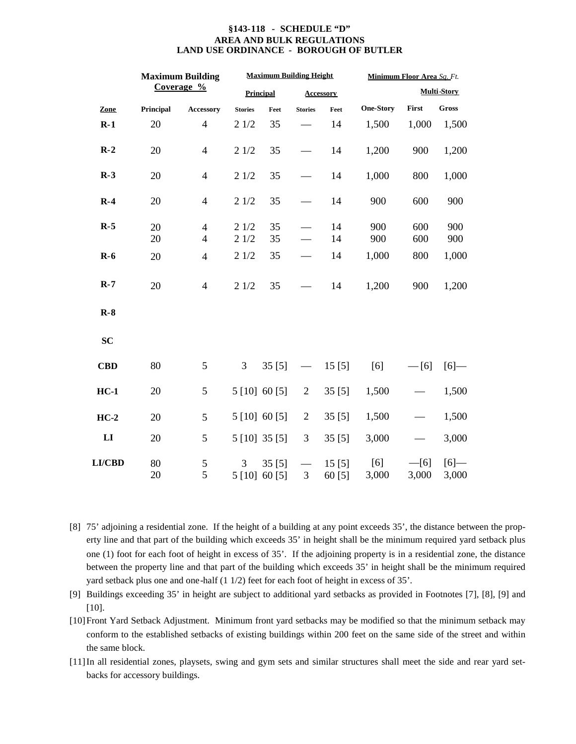**§143-118 - SCHEDULE "D"**
**AREA AND BULK REGULATIONS**
**LAND USE ORDINANCE - BOROUGH OF BUTLER**

| | Maximum Building Coverage % | | Maximum Building Height | | | | Minimum Floor Area *Sq. Ft.* | | |
|---|---|---|---|---|---|---|---|---|---|
| | | | Principal | | Accessory | | | Multi-Story | |
| **Zone** | **Principal** | **Accessory** | **Stories** | **Feet** | **Stories** | **Feet** | **One-Story** | **First** | **Gross** |
| **R-1** | 20 | 4 | 2 1/2 | 35 | — | 14 | 1,500 | 1,000 | 1,500 |
| **R-2** | 20 | 4 | 2 1/2 | 35 | — | 14 | 1,200 | 900 | 1,200 |
| **R-3** | 20 | 4 | 2 1/2 | 35 | — | 14 | 1,000 | 800 | 1,000 |
| **R-4** | 20 | 4 | 2 1/2 | 35 | — | 14 | 900 | 600 | 900 |
| **R-5** | 20<br>20 | 4<br>4 | 2 1/2<br>2 1/2 | 35<br>35 | —<br>— | 14<br>14 | 900<br>900 | 600<br>600 | 900<br>900 |
| **R-6** | 20 | 4 | 2 1/2 | 35 | — | 14 | 1,000 | 800 | 1,000 |
| **R-7** | 20 | 4 | 2 1/2 | 35 | — | 14 | 1,200 | 900 | 1,200 |
| **R-8** | | | | | | | | | |
| **SC** | | | | | | | | | |
| **CBD** | 80 | 5 | 3 | 35 [5] | — | 15 [5] | [6] | — [6] | [6]— |
| **HC-1** | 20 | 5 | 5 [10] | 60 [5] | 2 | 35 [5] | 1,500 | — | 1,500 |
| **HC-2** | 20 | 5 | 5 [10] | 60 [5] | 2 | 35 [5] | 1,500 | — | 1,500 |
| **LI** | 20 | 5 | 5 [10] | 35 [5] | 3 | 35 [5] | 3,000 | — | 3,000 |
| **LI/CBD** | 80<br>20 | 5<br>5 | 3<br>5 [10] | 35 [5]<br>60 [5] | —<br>3 | 15 [5]<br>60 [5] | [6]<br>3,000 | —[6]<br>3,000 | [6]—<br>3,000 |

[8] 75' adjoining a residential zone. If the height of a building at any point exceeds 35', the distance between the property line and that part of the building which exceeds 35' in height shall be the minimum required yard setback plus one (1) foot for each foot of height in excess of 35'. If the adjoining property is in a residential zone, the distance between the property line and that part of the building which exceeds 35' in height shall be the minimum required yard setback plus one and one-half (1 1/2) feet for each foot of height in excess of 35'.

[9] Buildings exceeding 35' in height are subject to additional yard setbacks as provided in Footnotes [7], [8], [9] and [10].

[10] Front Yard Setback Adjustment. Minimum front yard setbacks may be modified so that the minimum setback may conform to the established setbacks of existing buildings within 200 feet on the same side of the street and within the same block.

[11] In all residential zones, playsets, swing and gym sets and similar structures shall meet the side and rear yard setbacks for accessory buildings.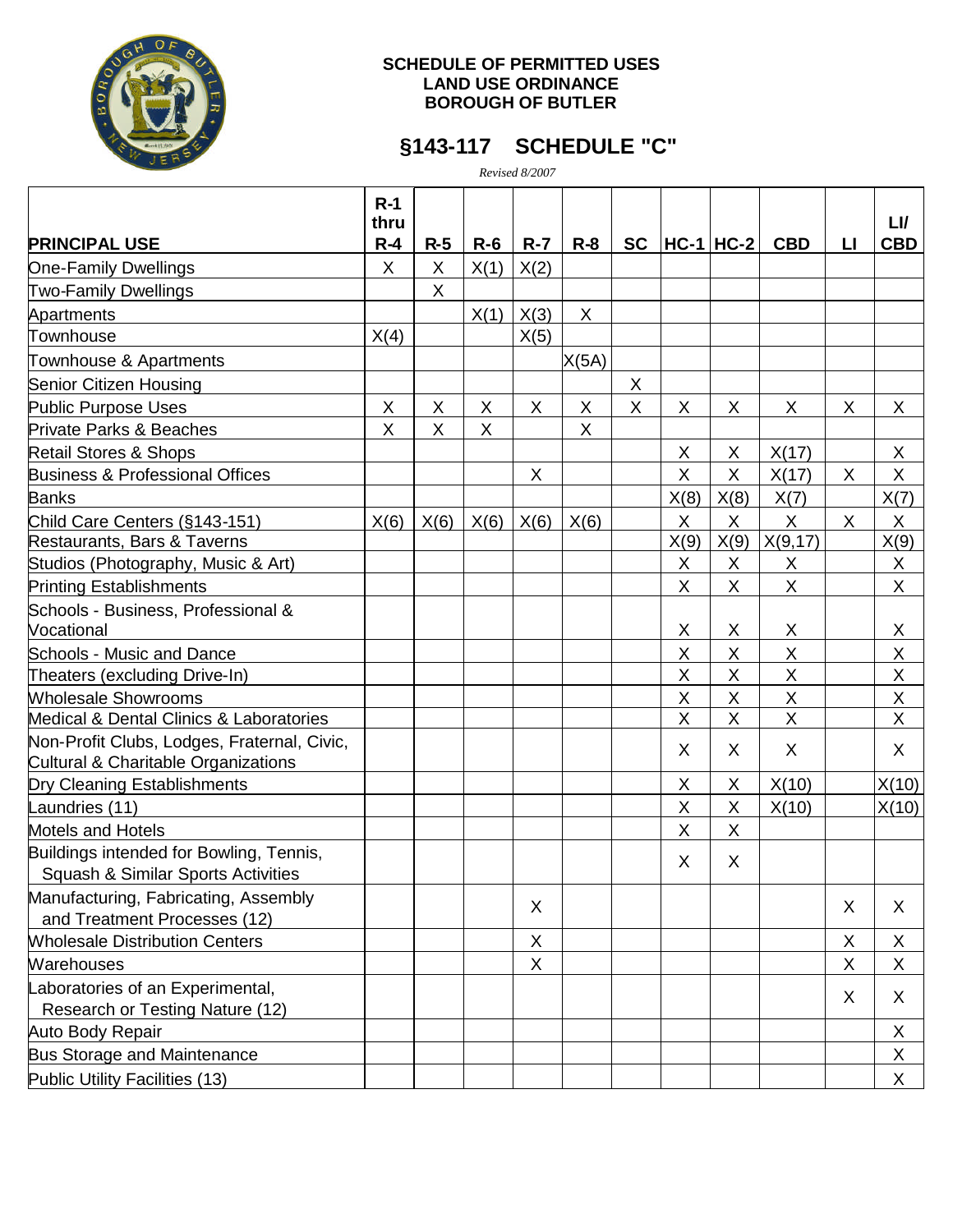# SCHEDULE OF PERMITTED USES
# LAND USE ORDINANCE
# BOROUGH OF BUTLER

## §143-117 SCHEDULE "C"

*Revised 8/2007*

| PRINCIPAL USE | R-1 thru R-4 | R-5 | R-6 | R-7 | R-8 | SC | HC-1 | HC-2 | CBD | LI | LI/ CBD |
|---|---|---|---|---|---|---|---|---|---|---|---|
| One-Family Dwellings | X | X | X(1) | X(2) | | | | | | | |
| Two-Family Dwellings | | X | | | | | | | | | |
| Apartments | | | X(1) | X(3) | X | | | | | | |
| Townhouse | X(4) | | | X(5) | | | | | | | |
| Townhouse & Apartments | | | | | X(5A) | | | | | | |
| Senior Citizen Housing | | | | | | X | | | | | |
| Public Purpose Uses | X | X | X | X | X | X | X | X | X | X | X |
| Private Parks & Beaches | X | X | X | | X | | | | | | |
| Retail Stores & Shops | | | | | | | X | X | X(17) | | X |
| Business & Professional Offices | | | | X | | | X | X | X(17) | X | X |
| Banks | | | | | | | X(8) | X(8) | X(7) | | X(7) |
| Child Care Centers (§143-151) | X(6) | X(6) | X(6) | X(6) | X(6) | | X | X | X | X | X |
| Restaurants, Bars & Taverns | | | | | | | X(9) | X(9) | X(9,17) | | X(9) |
| Studios (Photography, Music & Art) | | | | | | | X | X | X | | X |
| Printing Establishments | | | | | | | X | X | X | | X |
| Schools - Business, Professional & Vocational | | | | | | | X | X | X | | X |
| Schools - Music and Dance | | | | | | | X | X | X | | X |
| Theaters (excluding Drive-In) | | | | | | | X | X | X | | X |
| Wholesale Showrooms | | | | | | | X | X | X | | X |
| Medical & Dental Clinics & Laboratories | | | | | | | X | X | X | | X |
| Non-Profit Clubs, Lodges, Fraternal, Civic, Cultural & Charitable Organizations | | | | | | | X | X | X | | X |
| Dry Cleaning Establishments | | | | | | | X | X | X(10) | | X(10) |
| Laundries (11) | | | | | | | X | X | X(10) | | X(10) |
| Motels and Hotels | | | | | | | X | X | | | |
| Buildings intended for Bowling, Tennis, Squash & Similar Sports Activities | | | | | | | X | X | | | |
| Manufacturing, Fabricating, Assembly and Treatment Processes (12) | | | | X | | | | | | X | X |
| Wholesale Distribution Centers | | | | X | | | | | | X | X |
| Warehouses | | | | X | | | | | | X | X |
| Laboratories of an Experimental, Research or Testing Nature (12) | | | | | | | | | | X | X |
| Auto Body Repair | | | | | | | | | | | X |
| Bus Storage and Maintenance | | | | | | | | | | | X |
| Public Utility Facilities (13) | | | | | | | | | | | X |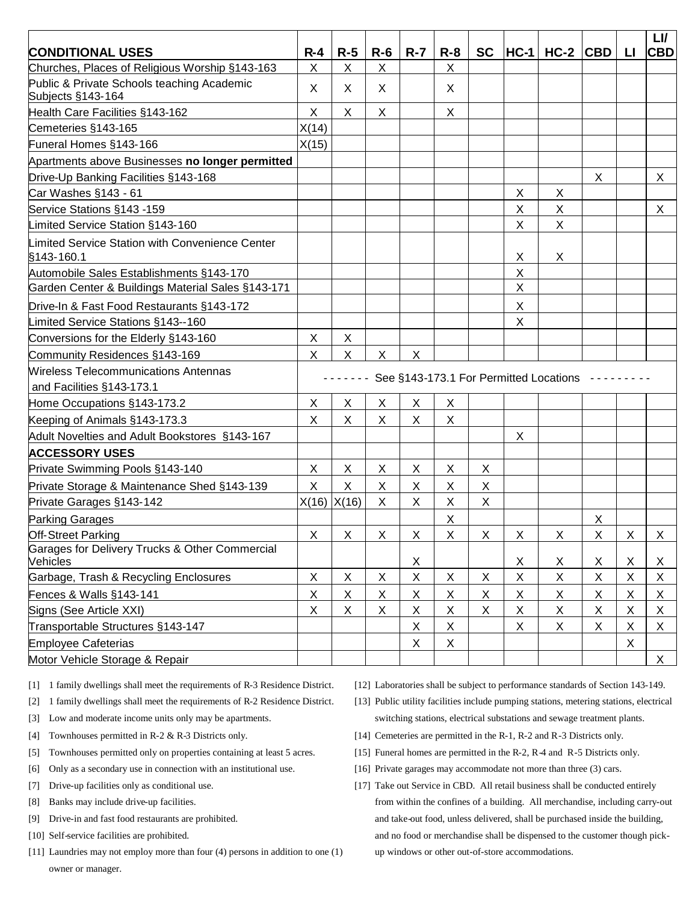| CONDITIONAL USES | R-4 | R-5 | R-6 | R-7 | R-8 | SC | HC-1 | HC-2 | CBD | LI | LI/ CBD |
|---|---|---|---|---|---|---|---|---|---|---|---|
| Churches, Places of Religious Worship §143-163 | X | X | X | | X | | | | | | |
| Public & Private Schools teaching Academic Subjects §143-164 | X | X | X | | X | | | | | | |
| Health Care Facilities §143-162 | X | X | X | | X | | | | | | |
| Cemeteries §143-165 | X(14) | | | | | | | | | | |
| Funeral Homes §143-166 | X(15) | | | | | | | | | | |
| Apartments above Businesses **no longer permitted** | | | | | | | | | | | |
| Drive-Up Banking Facilities §143-168 | | | | | | | | | X | | X |
| Car Washes §143 - 61 | | | | | | | X | X | | | |
| Service Stations §143 -159 | | | | | | | X | X | | | X |
| Limited Service Station §143-160 | | | | | | | X | X | | | |
| Limited Service Station with Convenience Center §143-160.1 | | | | | | | X | X | | | |
| Automobile Sales Establishments §143-170 | | | | | | | X | | | | |
| Garden Center & Buildings Material Sales §143-171 | | | | | | | X | | | | |
| Drive-In & Fast Food Restaurants §143-172 | | | | | | | X | | | | |
| Limited Service Stations §143--160 | | | | | | | X | | | | |
| Conversions for the Elderly §143-160 | X | X | | | | | | | | | |
| Community Residences §143-169 | X | X | X | X | | | | | | | |
| Wireless Telecommunications Antennas and Facilities §143-173.1 | ------- See §143-173.1 For Permitted Locations --------- | | | | | | | | | | |
| Home Occupations §143-173.2 | X | X | X | X | X | | | | | | |
| Keeping of Animals §143-173.3 | X | X | X | X | X | | | | | | |
| Adult Novelties and Adult Bookstores §143-167 | | | | | | | X | | | | |
| **ACCESSORY USES** | | | | | | | | | | | |
| Private Swimming Pools §143-140 | X | X | X | X | X | X | | | | | |
| Private Storage & Maintenance Shed §143-139 | X | X | X | X | X | X | | | | | |
| Private Garages §143-142 | X(16) | X(16) | X | X | X | X | | | | | |
| Parking Garages | | | | | X | | | | X | | |
| Off-Street Parking | X | X | X | X | X | X | X | X | X | X | X |
| Garages for Delivery Trucks & Other Commercial Vehicles | | | | X | | | X | X | X | X | X |
| Garbage, Trash & Recycling Enclosures | X | X | X | X | X | X | X | X | X | X | X |
| Fences & Walls §143-141 | X | X | X | X | X | X | X | X | X | X | X |
| Signs (See Article XXI) | X | X | X | X | X | X | X | X | X | X | X |
| Transportable Structures §143-147 | | | | X | X | | X | X | X | X | X |
| Employee Cafeterias | | | | X | X | | | | | X | |
| Motor Vehicle Storage & Repair | | | | | | | | | | | X |

[1] 1 family dwellings shall meet the requirements of R-3 Residence District.

[2] 1 family dwellings shall meet the requirements of R-2 Residence District.

[3] Low and moderate income units only may be apartments.

[4] Townhouses permitted in R-2 & R-3 Districts only.

[5] Townhouses permitted only on properties containing at least 5 acres.

[6] Only as a secondary use in connection with an institutional use.

[7] Drive-up facilities only as conditional use.

[8] Banks may include drive-up facilities.

[9] Drive-in and fast food restaurants are prohibited.

[10] Self-service facilities are prohibited.

[11] Laundries may not employ more than four (4) persons in addition to one (1) owner or manager.

[12] Laboratories shall be subject to performance standards of Section 143-149.

[13] Public utility facilities include pumping stations, metering stations, electrical switching stations, electrical substations and sewage treatment plants.

[14] Cemeteries are permitted in the R-1, R-2 and R-3 Districts only.

[15] Funeral homes are permitted in the R-2, R-4 and R-5 Districts only.

[16] Private garages may accommodate not more than three (3) cars.

[17] Take out Service in CBD. All retail business shall be conducted entirely from within the confines of a building. All merchandise, including carry-out and take-out food, unless delivered, shall be purchased inside the building, and no food or merchandise shall be dispensed to the customer though pick-up windows or other out-of-store accommodations.